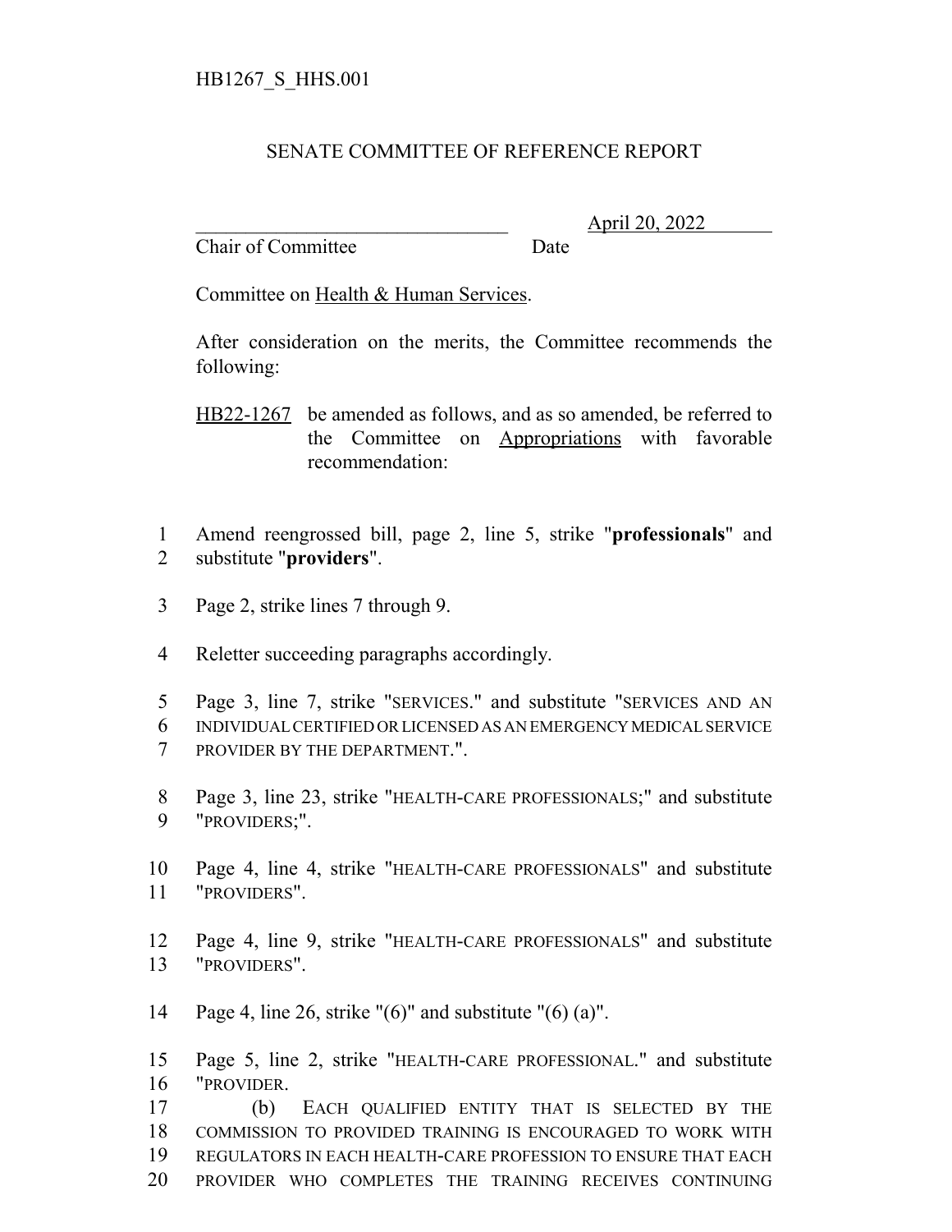HB1267_S_HHS.001

# SENATE COMMITTEE OF REFERENCE REPORT

________________________________ April 20, 2022
Chair of Committee Date

Committee on Health & Human Services.

After consideration on the merits, the Committee recommends the following:

HB22-1267 be amended as follows, and as so amended, be referred to the Committee on Appropriations with favorable recommendation:

1 Amend reengrossed bill, page 2, line 5, strike "**professionals**" and
2 substitute "**providers**".

3 Page 2, strike lines 7 through 9.

4 Reletter succeeding paragraphs accordingly.

5 Page 3, line 7, strike "SERVICES." and substitute "SERVICES AND AN
6 INDIVIDUAL CERTIFIED OR LICENSED AS AN EMERGENCY MEDICAL SERVICE
7 PROVIDER BY THE DEPARTMENT.".

8 Page 3, line 23, strike "HEALTH-CARE PROFESSIONALS;" and substitute
9 "PROVIDERS;".

10 Page 4, line 4, strike "HEALTH-CARE PROFESSIONALS" and substitute
11 "PROVIDERS".

12 Page 4, line 9, strike "HEALTH-CARE PROFESSIONALS" and substitute
13 "PROVIDERS".

14 Page 4, line 26, strike "(6)" and substitute "(6) (a)".

15 Page 5, line 2, strike "HEALTH-CARE PROFESSIONAL." and substitute
16 "PROVIDER.
17 (b) EACH QUALIFIED ENTITY THAT IS SELECTED BY THE
18 COMMISSION TO PROVIDED TRAINING IS ENCOURAGED TO WORK WITH
19 REGULATORS IN EACH HEALTH-CARE PROFESSION TO ENSURE THAT EACH
20 PROVIDER WHO COMPLETES THE TRAINING RECEIVES CONTINUING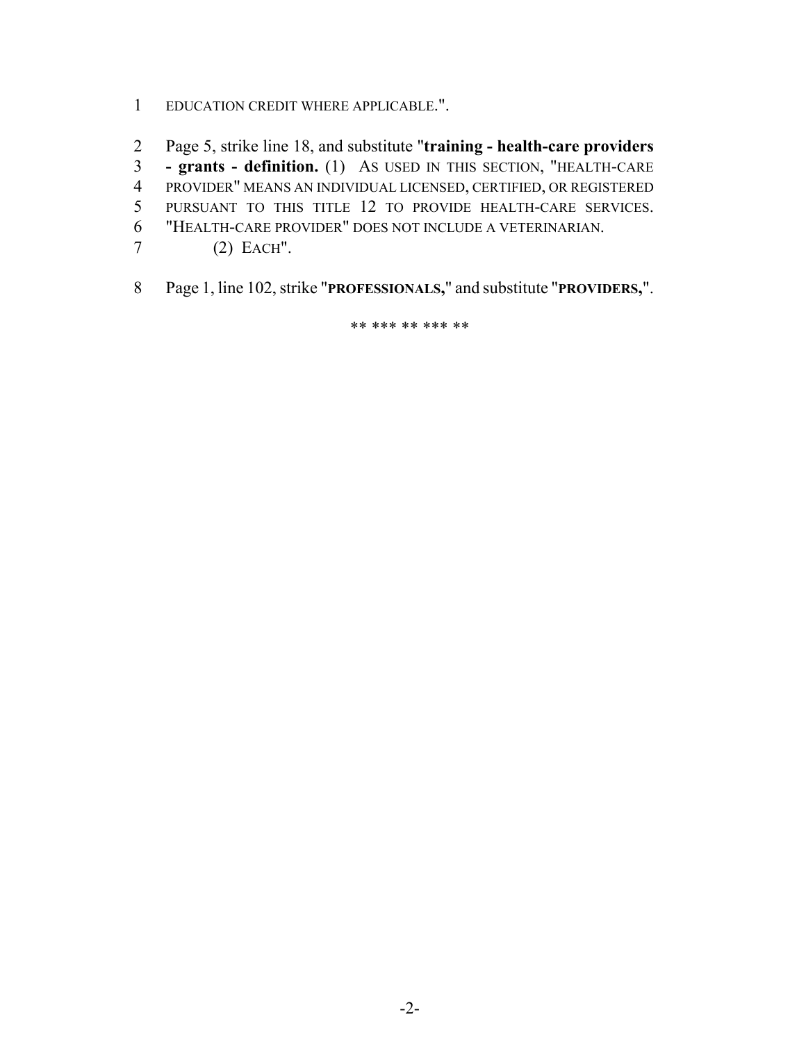1 EDUCATION CREDIT WHERE APPLICABLE.".

2 Page 5, strike line 18, and substitute "**training - health-care providers**
3 **- grants - definition.** (1) AS USED IN THIS SECTION, "HEALTH-CARE
4 PROVIDER" MEANS AN INDIVIDUAL LICENSED, CERTIFIED, OR REGISTERED
5 PURSUANT TO THIS TITLE 12 TO PROVIDE HEALTH-CARE SERVICES.
6 "HEALTH-CARE PROVIDER" DOES NOT INCLUDE A VETERINARIAN.
7 (2) EACH".

8 Page 1, line 102, strike "**PROFESSIONALS,**" and substitute "**PROVIDERS,**".

** *** ** *** **